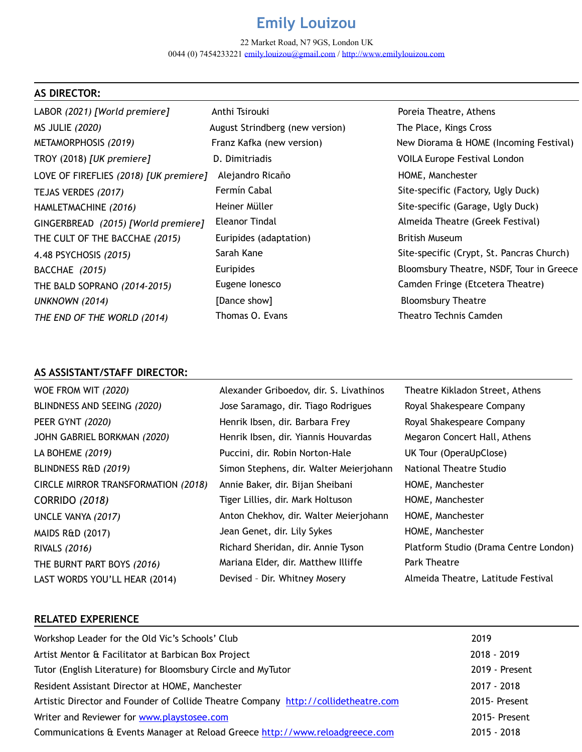# Emily Louizou

22 Market Road, N7 9GS, London UK
0044 (0) 7454233221 emily.louizou@gmail.com / http://www.emilylouizou.com

## AS DIRECTOR:

| | | |
|---|---|---|
| LABOR *(2021) [World premiere]* | Anthi Tsirouki | Poreia Theatre, Athens |
| MS JULIE *(2020)* | August Strindberg (new version) | The Place, Kings Cross |
| METAMORPHOSIS *(2019)* | Franz Kafka (new version) | New Diorama & HOME (Incoming Festival) |
| TROY (2018) *[UK premiere]* | D. Dimitriadis | VOILA Europe Festival London |
| LOVE OF FIREFLIES *(2018) [UK premiere]* | Alejandro Ricaño | HOME, Manchester |
| TEJAS VERDES *(2017)* | Fermín Cabal | Site-specific (Factory, Ugly Duck) |
| HAMLETMACHINE *(2016)* | Heiner Müller | Site-specific (Garage, Ugly Duck) |
| GINGERBREAD *(2015) [World premiere]* | Eleanor Tindal | Almeida Theatre (Greek Festival) |
| THE CULT OF THE BACCHAE *(2015)* | Euripides (adaptation) | British Museum |
| 4.48 PSYCHOSIS *(2015)* | Sarah Kane | Site-specific (Crypt, St. Pancras Church) |
| BACCHAE *(2015)* | Euripides | Bloomsbury Theatre, NSDF, Tour in Greece |
| THE BALD SOPRANO *(2014-2015)* | Eugene Ionesco | Camden Fringe (Etcetera Theatre) |
| *UNKNOWN (2014)* | [Dance show] | Bloomsbury Theatre |
| *THE END OF THE WORLD (2014)* | Thomas O. Evans | Theatro Technis Camden |

## AS ASSISTANT/STAFF DIRECTOR:

| | | |
|---|---|---|
| WOE FROM WIT *(2020)* | Alexander Griboedov, dir. S. Livathinos | Theatre Kikladon Street, Athens |
| BLINDNESS AND SEEING *(2020)* | Jose Saramago, dir. Tiago Rodrigues | Royal Shakespeare Company |
| PEER GYNT *(2020)* | Henrik Ibsen, dir. Barbara Frey | Royal Shakespeare Company |
| JOHN GABRIEL BORKMAN *(2020)* | Henrik Ibsen, dir. Yiannis Houvardas | Megaron Concert Hall, Athens |
| LA BOHEME *(2019)* | Puccini, dir. Robin Norton-Hale | UK Tour (OperaUpClose) |
| BLINDNESS R&D *(2019)* | Simon Stephens, dir. Walter Meierjohann | National Theatre Studio |
| CIRCLE MIRROR TRANSFORMATION *(2018)* | Annie Baker, dir. Bijan Sheibani | HOME, Manchester |
| CORRIDO *(2018)* | Tiger Lillies, dir. Mark Holtuson | HOME, Manchester |
| UNCLE VANYA *(2017)* | Anton Chekhov, dir. Walter Meierjohann | HOME, Manchester |
| MAIDS R&D (2017) | Jean Genet, dir. Lily Sykes | HOME, Manchester |
| RIVALS *(2016)* | Richard Sheridan, dir. Annie Tyson | Platform Studio (Drama Centre London) |
| THE BURNT PART BOYS *(2016)* | Mariana Elder, dir. Matthew Illiffe | Park Theatre |
| LAST WORDS YOU'LL HEAR (2014) | Devised – Dir. Whitney Mosery | Almeida Theatre, Latitude Festival |

## RELATED EXPERIENCE

| | |
|---|---|
| Workshop Leader for the Old Vic's Schools' Club | 2019 |
| Artist Mentor & Facilitator at Barbican Box Project | 2018 - 2019 |
| Tutor (English Literature) for Bloomsbury Circle and MyTutor | 2019 - Present |
| Resident Assistant Director at HOME, Manchester | 2017 - 2018 |
| Artistic Director and Founder of Collide Theatre Company http://collidetheatre.com | 2015- Present |
| Writer and Reviewer for www.playstosee.com | 2015- Present |
| Communications & Events Manager at Reload Greece http://www.reloadgreece.com | 2015 - 2018 |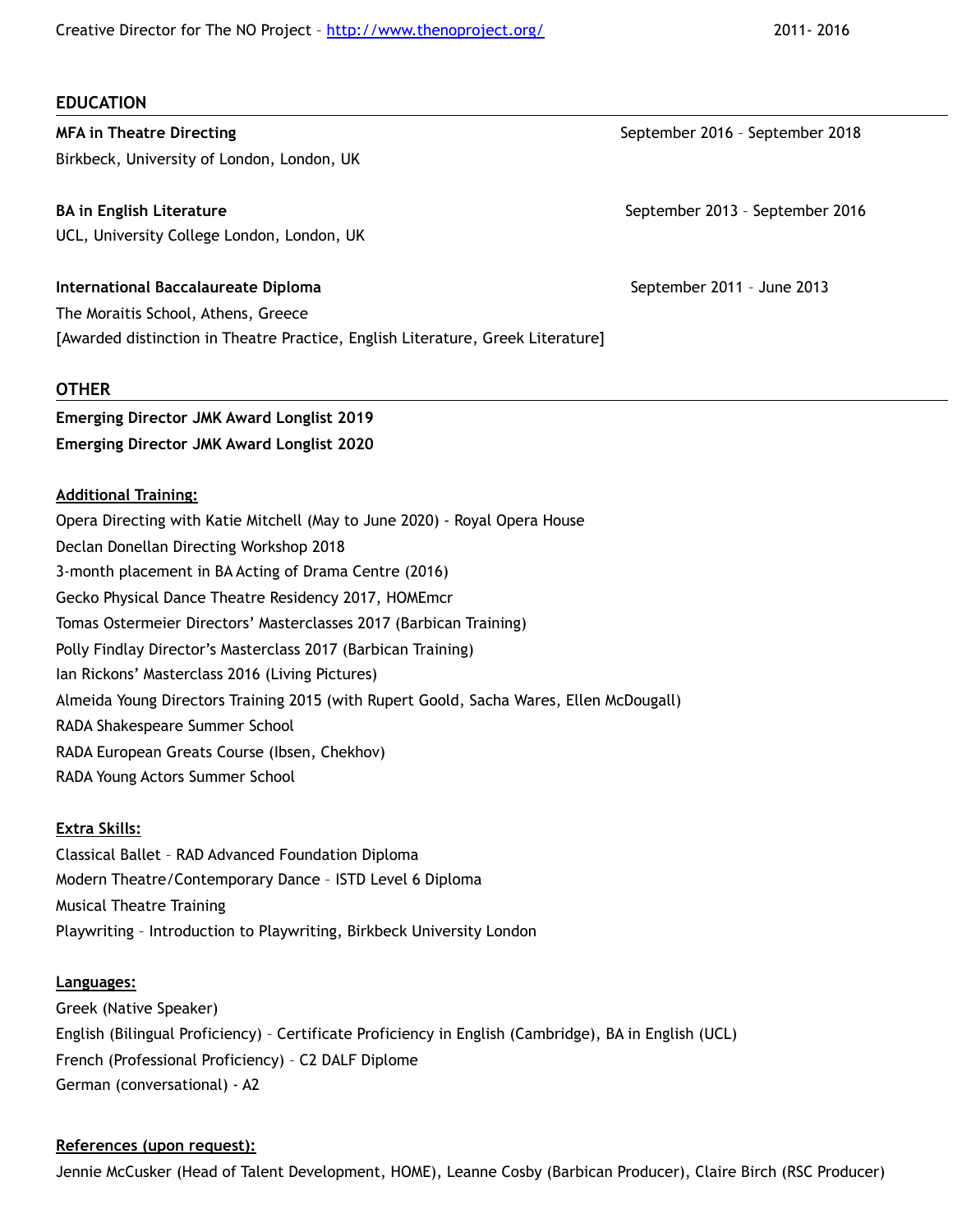Creative Director for The NO Project – http://www.thenoproject.org/ 2011- 2016

## EDUCATION

**MFA in Theatre Directing** September 2016 – September 2018
Birkbeck, University of London, London, UK

**BA in English Literature** September 2013 – September 2016
UCL, University College London, London, UK

**International Baccalaureate Diploma** September 2011 – June 2013
The Moraitis School, Athens, Greece
[Awarded distinction in Theatre Practice, English Literature, Greek Literature]

## OTHER

**Emerging Director JMK Award Longlist 2019**
**Emerging Director JMK Award Longlist 2020**

**Additional Training:**

Opera Directing with Katie Mitchell (May to June 2020) - Royal Opera House
Declan Donellan Directing Workshop 2018
3-month placement in BA Acting of Drama Centre (2016)
Gecko Physical Dance Theatre Residency 2017, HOMEmcr
Tomas Ostermeier Directors' Masterclasses 2017 (Barbican Training)
Polly Findlay Director's Masterclass 2017 (Barbican Training)
Ian Rickons' Masterclass 2016 (Living Pictures)
Almeida Young Directors Training 2015 (with Rupert Goold, Sacha Wares, Ellen McDougall)
RADA Shakespeare Summer School
RADA European Greats Course (Ibsen, Chekhov)
RADA Young Actors Summer School

**Extra Skills:**

Classical Ballet – RAD Advanced Foundation Diploma
Modern Theatre/Contemporary Dance – ISTD Level 6 Diploma
Musical Theatre Training
Playwriting – Introduction to Playwriting, Birkbeck University London

**Languages:**

Greek (Native Speaker)
English (Bilingual Proficiency) – Certificate Proficiency in English (Cambridge), BA in English (UCL)
French (Professional Proficiency) – C2 DALF Diplome
German (conversational) - A2

**References (upon request):**

Jennie McCusker (Head of Talent Development, HOME), Leanne Cosby (Barbican Producer), Claire Birch (RSC Producer)